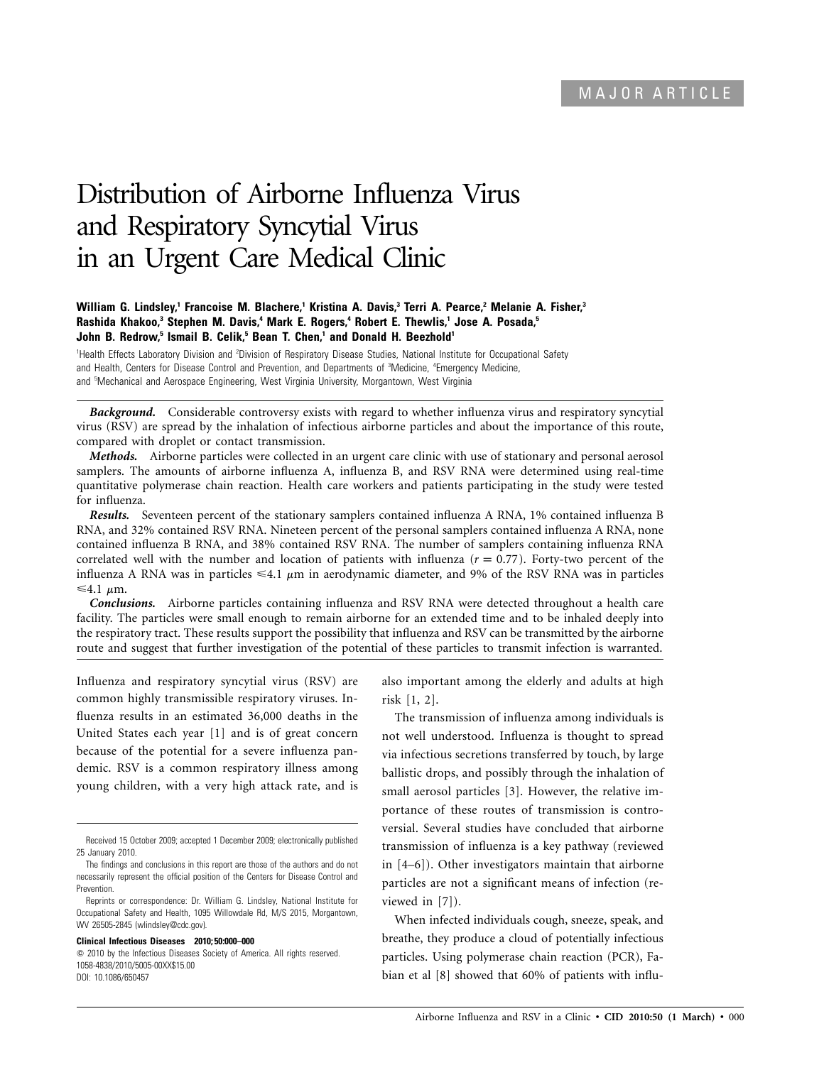MAJOR ARTICLE

# Distribution of Airborne Influenza Virus and Respiratory Syncytial Virus in an Urgent Care Medical Clinic

**William G. Lindsley,[1] Francoise M. Blachere,[1] Kristina A. Davis,[3] Terri A. Pearce,[2] Melanie A. Fisher,[3] Rashida Khakoo,[3] Stephen M. Davis,[4] Mark E. Rogers,[4] Robert E. Thewlis,[1] Jose A. Posada,[5] John B. Redrow,[5] Ismail B. Celik,[5] Bean T. Chen,[1] and Donald H. Beezhold[1]**

[1]Health Effects Laboratory Division and [2]Division of Respiratory Disease Studies, National Institute for Occupational Safety and Health, Centers for Disease Control and Prevention, and Departments of [3]Medicine, [4]Emergency Medicine, and [5]Mechanical and Aerospace Engineering, West Virginia University, Morgantown, West Virginia

***Background.*** Considerable controversy exists with regard to whether influenza virus and respiratory syncytial virus (RSV) are spread by the inhalation of infectious airborne particles and about the importance of this route, compared with droplet or contact transmission.

***Methods.*** Airborne particles were collected in an urgent care clinic with use of stationary and personal aerosol samplers. The amounts of airborne influenza A, influenza B, and RSV RNA were determined using real-time quantitative polymerase chain reaction. Health care workers and patients participating in the study were tested for influenza.

***Results.*** Seventeen percent of the stationary samplers contained influenza A RNA, 1% contained influenza B RNA, and 32% contained RSV RNA. Nineteen percent of the personal samplers contained influenza A RNA, none contained influenza B RNA, and 38% contained RSV RNA. The number of samplers containing influenza RNA correlated well with the number and location of patients with influenza ($r = 0.77$). Forty-two percent of the influenza A RNA was in particles ≤4.1 μm in aerodynamic diameter, and 9% of the RSV RNA was in particles ≤4.1 μm.

***Conclusions.*** Airborne particles containing influenza and RSV RNA were detected throughout a health care facility. The particles were small enough to remain airborne for an extended time and to be inhaled deeply into the respiratory tract. These results support the possibility that influenza and RSV can be transmitted by the airborne route and suggest that further investigation of the potential of these particles to transmit infection is warranted.

Influenza and respiratory syncytial virus (RSV) are common highly transmissible respiratory viruses. Influenza results in an estimated 36,000 deaths in the United States each year [1] and is of great concern because of the potential for a severe influenza pandemic. RSV is a common respiratory illness among young children, with a very high attack rate, and is also important among the elderly and adults at high risk [1, 2].

The transmission of influenza among individuals is not well understood. Influenza is thought to spread via infectious secretions transferred by touch, by large ballistic drops, and possibly through the inhalation of small aerosol particles [3]. However, the relative importance of these routes of transmission is controversial. Several studies have concluded that airborne transmission of influenza is a key pathway (reviewed in [4–6]). Other investigators maintain that airborne particles are not a significant means of infection (reviewed in [7]).

When infected individuals cough, sneeze, speak, and breathe, they produce a cloud of potentially infectious particles. Using polymerase chain reaction (PCR), Fabian et al [8] showed that 60% of patients with influ-

Received 15 October 2009; accepted 1 December 2009; electronically published 25 January 2010.

The findings and conclusions in this report are those of the authors and do not necessarily represent the official position of the Centers for Disease Control and Prevention.

Reprints or correspondence: Dr. William G. Lindsley, National Institute for Occupational Safety and Health, 1095 Willowdale Rd, M/S 2015, Morgantown, WV 26505-2845 (wlindsley@cdc.gov).

**Clinical Infectious Diseases 2010; 50:000–000**

© 2010 by the Infectious Diseases Society of America. All rights reserved.
1058-4838/2010/5005-00XX$15.00
DOI: 10.1086/650457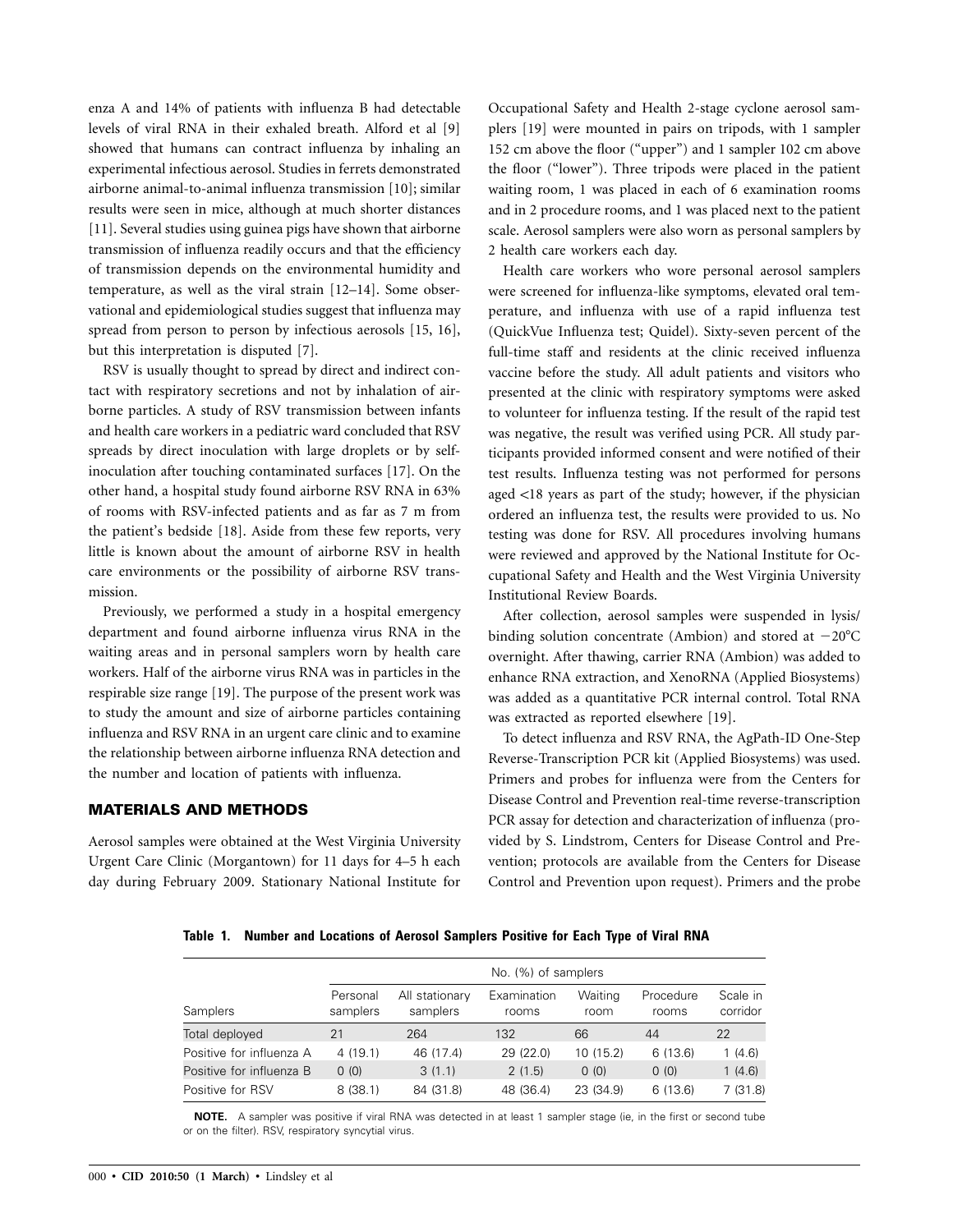enza A and 14% of patients with influenza B had detectable levels of viral RNA in their exhaled breath. Alford et al [9] showed that humans can contract influenza by inhaling an experimental infectious aerosol. Studies in ferrets demonstrated airborne animal-to-animal influenza transmission [10]; similar results were seen in mice, although at much shorter distances [11]. Several studies using guinea pigs have shown that airborne transmission of influenza readily occurs and that the efficiency of transmission depends on the environmental humidity and temperature, as well as the viral strain [12–14]. Some observational and epidemiological studies suggest that influenza may spread from person to person by infectious aerosols [15, 16], but this interpretation is disputed [7].

RSV is usually thought to spread by direct and indirect contact with respiratory secretions and not by inhalation of airborne particles. A study of RSV transmission between infants and health care workers in a pediatric ward concluded that RSV spreads by direct inoculation with large droplets or by self-inoculation after touching contaminated surfaces [17]. On the other hand, a hospital study found airborne RSV RNA in 63% of rooms with RSV-infected patients and as far as 7 m from the patient's bedside [18]. Aside from these few reports, very little is known about the amount of airborne RSV in health care environments or the possibility of airborne RSV transmission.

Previously, we performed a study in a hospital emergency department and found airborne influenza virus RNA in the waiting areas and in personal samplers worn by health care workers. Half of the airborne virus RNA was in particles in the respirable size range [19]. The purpose of the present work was to study the amount and size of airborne particles containing influenza and RSV RNA in an urgent care clinic and to examine the relationship between airborne influenza RNA detection and the number and location of patients with influenza.

## MATERIALS AND METHODS

Aerosol samples were obtained at the West Virginia University Urgent Care Clinic (Morgantown) for 11 days for 4–5 h each day during February 2009. Stationary National Institute for Occupational Safety and Health 2-stage cyclone aerosol samplers [19] were mounted in pairs on tripods, with 1 sampler 152 cm above the floor ("upper") and 1 sampler 102 cm above the floor ("lower"). Three tripods were placed in the patient waiting room, 1 was placed in each of 6 examination rooms and in 2 procedure rooms, and 1 was placed next to the patient scale. Aerosol samplers were also worn as personal samplers by 2 health care workers each day.

Health care workers who wore personal aerosol samplers were screened for influenza-like symptoms, elevated oral temperature, and influenza with use of a rapid influenza test (QuickVue Influenza test; Quidel). Sixty-seven percent of the full-time staff and residents at the clinic received influenza vaccine before the study. All adult patients and visitors who presented at the clinic with respiratory symptoms were asked to volunteer for influenza testing. If the result of the rapid test was negative, the result was verified using PCR. All study participants provided informed consent and were notified of their test results. Influenza testing was not performed for persons aged <18 years as part of the study; however, if the physician ordered an influenza test, the results were provided to us. No testing was done for RSV. All procedures involving humans were reviewed and approved by the National Institute for Occupational Safety and Health and the West Virginia University Institutional Review Boards.

After collection, aerosol samples were suspended in lysis/binding solution concentrate (Ambion) and stored at −20°C overnight. After thawing, carrier RNA (Ambion) was added to enhance RNA extraction, and XenoRNA (Applied Biosystems) was added as a quantitative PCR internal control. Total RNA was extracted as reported elsewhere [19].

To detect influenza and RSV RNA, the AgPath-ID One-Step Reverse-Transcription PCR kit (Applied Biosystems) was used. Primers and probes for influenza were from the Centers for Disease Control and Prevention real-time reverse-transcription PCR assay for detection and characterization of influenza (provided by S. Lindstrom, Centers for Disease Control and Prevention; protocols are available from the Centers for Disease Control and Prevention upon request). Primers and the probe

**Table 1. Number and Locations of Aerosol Samplers Positive for Each Type of Viral RNA**

| | No. (%) of samplers | | | | | |
|---|---|---|---|---|---|---|
| Samplers | Personal samplers | All stationary samplers | Examination rooms | Waiting room | Procedure rooms | Scale in corridor |
| Total deployed | 21 | 264 | 132 | 66 | 44 | 22 |
| Positive for influenza A | 4 (19.1) | 46 (17.4) | 29 (22.0) | 10 (15.2) | 6 (13.6) | 1 (4.6) |
| Positive for influenza B | 0 (0) | 3 (1.1) | 2 (1.5) | 0 (0) | 0 (0) | 1 (4.6) |
| Positive for RSV | 8 (38.1) | 84 (31.8) | 48 (36.4) | 23 (34.9) | 6 (13.6) | 7 (31.8) |

**NOTE.** A sampler was positive if viral RNA was detected in at least 1 sampler stage (ie, in the first or second tube or on the filter). RSV, respiratory syncytial virus.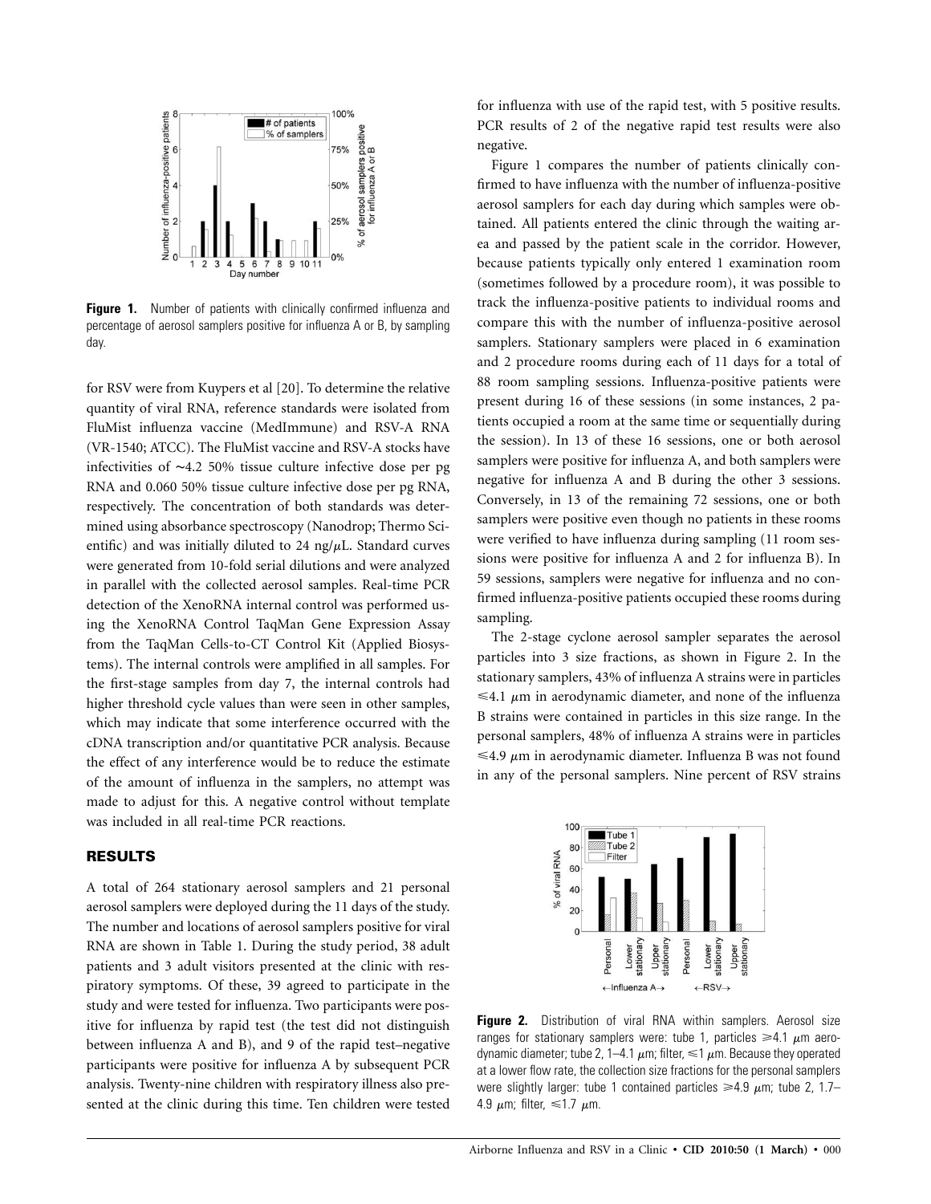**Figure 1.** Number of patients with clinically confirmed influenza and percentage of aerosol samplers positive for influenza A or B, by sampling day.

for RSV were from Kuypers et al [20]. To determine the relative quantity of viral RNA, reference standards were isolated from FluMist influenza vaccine (MedImmune) and RSV-A RNA (VR-1540; ATCC). The FluMist vaccine and RSV-A stocks have infectivities of ~4.2 50% tissue culture infective dose per pg RNA and 0.060 50% tissue culture infective dose per pg RNA, respectively. The concentration of both standards was determined using absorbance spectroscopy (Nanodrop; Thermo Scientific) and was initially diluted to 24 ng/$\mu$L. Standard curves were generated from 10-fold serial dilutions and were analyzed in parallel with the collected aerosol samples. Real-time PCR detection of the XenoRNA internal control was performed using the XenoRNA Control TaqMan Gene Expression Assay from the TaqMan Cells-to-CT Control Kit (Applied Biosystems). The internal controls were amplified in all samples. For the first-stage samples from day 7, the internal controls had higher threshold cycle values than were seen in other samples, which may indicate that some interference occurred with the cDNA transcription and/or quantitative PCR analysis. Because the effect of any interference would be to reduce the estimate of the amount of influenza in the samplers, no attempt was made to adjust for this. A negative control without template was included in all real-time PCR reactions.

## RESULTS

A total of 264 stationary aerosol samplers and 21 personal aerosol samplers were deployed during the 11 days of the study. The number and locations of aerosol samplers positive for viral RNA are shown in Table 1. During the study period, 38 adult patients and 3 adult visitors presented at the clinic with respiratory symptoms. Of these, 39 agreed to participate in the study and were tested for influenza. Two participants were positive for influenza by rapid test (the test did not distinguish between influenza A and B), and 9 of the rapid test–negative participants were positive for influenza A by subsequent PCR analysis. Twenty-nine children with respiratory illness also presented at the clinic during this time. Ten children were tested for influenza with use of the rapid test, with 5 positive results. PCR results of 2 of the negative rapid test results were also negative.

Figure 1 compares the number of patients clinically confirmed to have influenza with the number of influenza-positive aerosol samplers for each day during which samples were obtained. All patients entered the clinic through the waiting area and passed by the patient scale in the corridor. However, because patients typically only entered 1 examination room (sometimes followed by a procedure room), it was possible to track the influenza-positive patients to individual rooms and compare this with the number of influenza-positive aerosol samplers. Stationary samplers were placed in 6 examination and 2 procedure rooms during each of 11 days for a total of 88 room sampling sessions. Influenza-positive patients were present during 16 of these sessions (in some instances, 2 patients occupied a room at the same time or sequentially during the session). In 13 of these 16 sessions, one or both aerosol samplers were positive for influenza A, and both samplers were negative for influenza A and B during the other 3 sessions. Conversely, in 13 of the remaining 72 sessions, one or both samplers were positive even though no patients in these rooms were verified to have influenza during sampling (11 room sessions were positive for influenza A and 2 for influenza B). In 59 sessions, samplers were negative for influenza and no confirmed influenza-positive patients occupied these rooms during sampling.

The 2-stage cyclone aerosol sampler separates the aerosol particles into 3 size fractions, as shown in Figure 2. In the stationary samplers, 43% of influenza A strains were in particles $\leqslant$4.1 $\mu$m in aerodynamic diameter, and none of the influenza B strains were contained in particles in this size range. In the personal samplers, 48% of influenza A strains were in particles $\leqslant$4.9 $\mu$m in aerodynamic diameter. Influenza B was not found in any of the personal samplers. Nine percent of RSV strains

**Figure 2.** Distribution of viral RNA within samplers. Aerosol size ranges for stationary samplers were: tube 1, particles $\geqslant$4.1 $\mu$m aerodynamic diameter; tube 2, 1–4.1 $\mu$m; filter, $\leqslant$1 $\mu$m. Because they operated at a lower flow rate, the collection size fractions for the personal samplers were slightly larger: tube 1 contained particles $\geqslant$4.9 $\mu$m; tube 2, 1.7–4.9 $\mu$m; filter, $\leqslant$1.7 $\mu$m.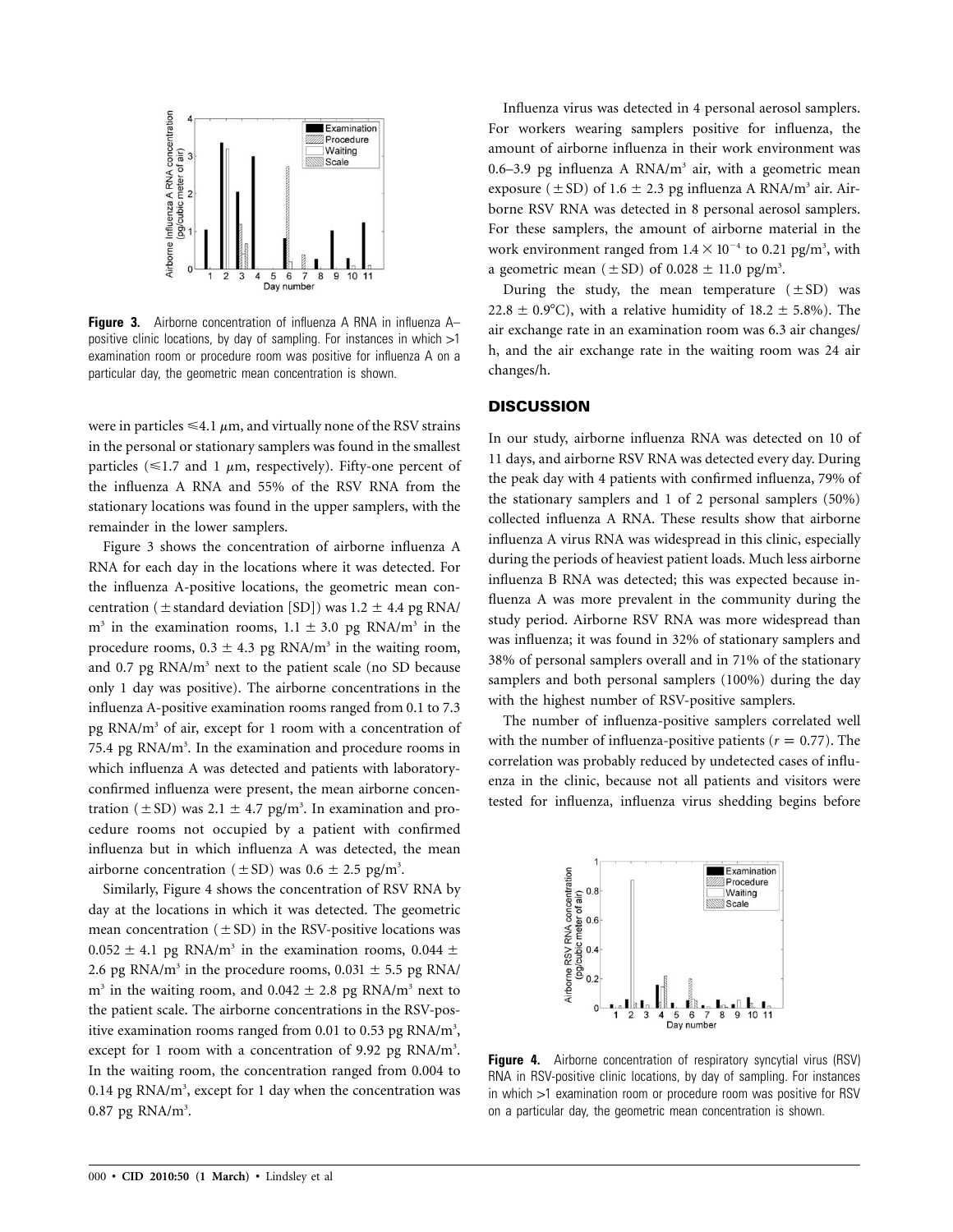Figure 3. Airborne concentration of influenza A RNA in influenza A–positive clinic locations, by day of sampling. For instances in which >1 examination room or procedure room was positive for influenza A on a particular day, the geometric mean concentration is shown.

were in particles ≤4.1 μm, and virtually none of the RSV strains in the personal or stationary samplers was found in the smallest particles (≤1.7 and 1 μm, respectively). Fifty-one percent of the influenza A RNA and 55% of the RSV RNA from the stationary locations was found in the upper samplers, with the remainder in the lower samplers.

Figure 3 shows the concentration of airborne influenza A RNA for each day in the locations where it was detected. For the influenza A-positive locations, the geometric mean concentration (±standard deviation [SD]) was 1.2 ± 4.4 pg RNA/m$^3$ in the examination rooms, 1.1 ± 3.0 pg RNA/m$^3$ in the procedure rooms, 0.3 ± 4.3 pg RNA/m$^3$ in the waiting room, and 0.7 pg RNA/m$^3$ next to the patient scale (no SD because only 1 day was positive). The airborne concentrations in the influenza A-positive examination rooms ranged from 0.1 to 7.3 pg RNA/m$^3$ of air, except for 1 room with a concentration of 75.4 pg RNA/m$^3$. In the examination and procedure rooms in which influenza A was detected and patients with laboratory-confirmed influenza were present, the mean airborne concentration (±SD) was 2.1 ± 4.7 pg/m$^3$. In examination and procedure rooms not occupied by a patient with confirmed influenza but in which influenza A was detected, the mean airborne concentration (±SD) was 0.6 ± 2.5 pg/m$^3$.

Similarly, Figure 4 shows the concentration of RSV RNA by day at the locations in which it was detected. The geometric mean concentration (±SD) in the RSV-positive locations was 0.052 ± 4.1 pg RNA/m$^3$ in the examination rooms, 0.044 ± 2.6 pg RNA/m$^3$ in the procedure rooms, 0.031 ± 5.5 pg RNA/m$^3$ in the waiting room, and 0.042 ± 2.8 pg RNA/m$^3$ next to the patient scale. The airborne concentrations in the RSV-positive examination rooms ranged from 0.01 to 0.53 pg RNA/m$^3$, except for 1 room with a concentration of 9.92 pg RNA/m$^3$. In the waiting room, the concentration ranged from 0.004 to 0.14 pg RNA/m$^3$, except for 1 day when the concentration was 0.87 pg RNA/m$^3$.

Influenza virus was detected in 4 personal aerosol samplers. For workers wearing samplers positive for influenza, the amount of airborne influenza in their work environment was 0.6–3.9 pg influenza A RNA/m$^3$ air, with a geometric mean exposure (±SD) of 1.6 ± 2.3 pg influenza A RNA/m$^3$ air. Airborne RSV RNA was detected in 8 personal aerosol samplers. For these samplers, the amount of airborne material in the work environment ranged from $1.4 \times 10^{-4}$ to 0.21 pg/m$^3$, with a geometric mean (±SD) of 0.028 ± 11.0 pg/m$^3$.

During the study, the mean temperature (±SD) was 22.8 ± 0.9°C), with a relative humidity of 18.2 ± 5.8%). The air exchange rate in an examination room was 6.3 air changes/h, and the air exchange rate in the waiting room was 24 air changes/h.

## DISCUSSION

In our study, airborne influenza RNA was detected on 10 of 11 days, and airborne RSV RNA was detected every day. During the peak day with 4 patients with confirmed influenza, 79% of the stationary samplers and 1 of 2 personal samplers (50%) collected influenza A RNA. These results show that airborne influenza A virus RNA was widespread in this clinic, especially during the periods of heaviest patient loads. Much less airborne influenza B RNA was detected; this was expected because influenza A was more prevalent in the community during the study period. Airborne RSV RNA was more widespread than was influenza; it was found in 32% of stationary samplers and 38% of personal samplers overall and in 71% of the stationary samplers and both personal samplers (100%) during the day with the highest number of RSV-positive samplers.

The number of influenza-positive samplers correlated well with the number of influenza-positive patients ($r = 0.77$). The correlation was probably reduced by undetected cases of influenza in the clinic, because not all patients and visitors were tested for influenza, influenza virus shedding begins before

Figure 4. Airborne concentration of respiratory syncytial virus (RSV) RNA in RSV-positive clinic locations, by day of sampling. For instances in which >1 examination room or procedure room was positive for RSV on a particular day, the geometric mean concentration is shown.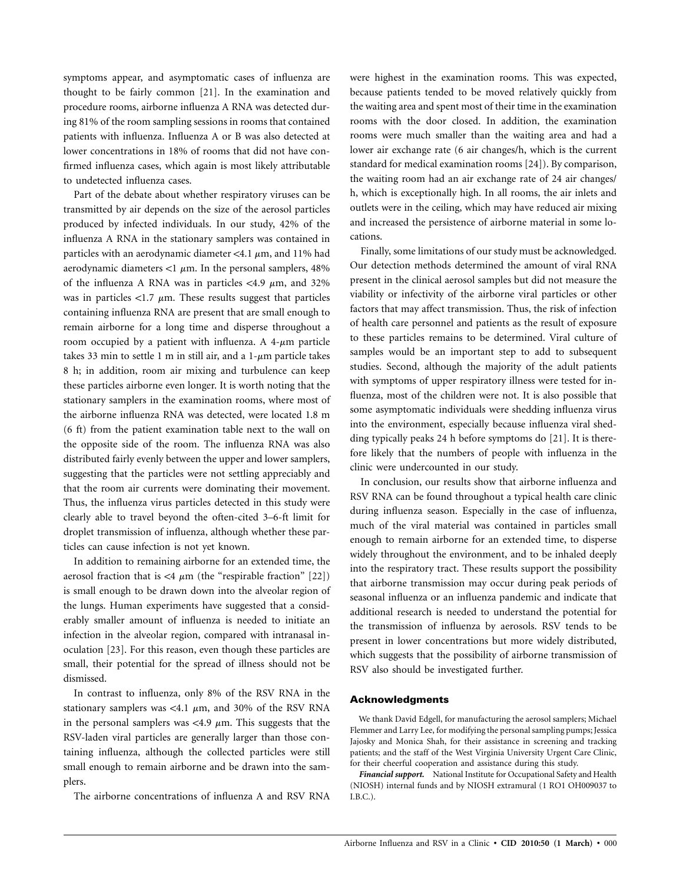symptoms appear, and asymptomatic cases of influenza are thought to be fairly common [21]. In the examination and procedure rooms, airborne influenza A RNA was detected during 81% of the room sampling sessions in rooms that contained patients with influenza. Influenza A or B was also detected at lower concentrations in 18% of rooms that did not have confirmed influenza cases, which again is most likely attributable to undetected influenza cases.

Part of the debate about whether respiratory viruses can be transmitted by air depends on the size of the aerosol particles produced by infected individuals. In our study, 42% of the influenza A RNA in the stationary samplers was contained in particles with an aerodynamic diameter <4.1 $\mu$m, and 11% had aerodynamic diameters <1 $\mu$m. In the personal samplers, 48% of the influenza A RNA was in particles <4.9 $\mu$m, and 32% was in particles <1.7 $\mu$m. These results suggest that particles containing influenza RNA are present that are small enough to remain airborne for a long time and disperse throughout a room occupied by a patient with influenza. A 4-$\mu$m particle takes 33 min to settle 1 m in still air, and a 1-$\mu$m particle takes 8 h; in addition, room air mixing and turbulence can keep these particles airborne even longer. It is worth noting that the stationary samplers in the examination rooms, where most of the airborne influenza RNA was detected, were located 1.8 m (6 ft) from the patient examination table next to the wall on the opposite side of the room. The influenza RNA was also distributed fairly evenly between the upper and lower samplers, suggesting that the particles were not settling appreciably and that the room air currents were dominating their movement. Thus, the influenza virus particles detected in this study were clearly able to travel beyond the often-cited 3–6-ft limit for droplet transmission of influenza, although whether these particles can cause infection is not yet known.

In addition to remaining airborne for an extended time, the aerosol fraction that is <4 $\mu$m (the "respirable fraction" [22]) is small enough to be drawn down into the alveolar region of the lungs. Human experiments have suggested that a considerably smaller amount of influenza is needed to initiate an infection in the alveolar region, compared with intranasal inoculation [23]. For this reason, even though these particles are small, their potential for the spread of illness should not be dismissed.

In contrast to influenza, only 8% of the RSV RNA in the stationary samplers was <4.1 $\mu$m, and 30% of the RSV RNA in the personal samplers was <4.9 $\mu$m. This suggests that the RSV-laden viral particles are generally larger than those containing influenza, although the collected particles were still small enough to remain airborne and be drawn into the samplers.

The airborne concentrations of influenza A and RSV RNA were highest in the examination rooms. This was expected, because patients tended to be moved relatively quickly from the waiting area and spent most of their time in the examination rooms with the door closed. In addition, the examination rooms were much smaller than the waiting area and had a lower air exchange rate (6 air changes/h, which is the current standard for medical examination rooms [24]). By comparison, the waiting room had an air exchange rate of 24 air changes/h, which is exceptionally high. In all rooms, the air inlets and outlets were in the ceiling, which may have reduced air mixing and increased the persistence of airborne material in some locations.

Finally, some limitations of our study must be acknowledged. Our detection methods determined the amount of viral RNA present in the clinical aerosol samples but did not measure the viability or infectivity of the airborne viral particles or other factors that may affect transmission. Thus, the risk of infection of health care personnel and patients as the result of exposure to these particles remains to be determined. Viral culture of samples would be an important step to add to subsequent studies. Second, although the majority of the adult patients with symptoms of upper respiratory illness were tested for influenza, most of the children were not. It is also possible that some asymptomatic individuals were shedding influenza virus into the environment, especially because influenza viral shedding typically peaks 24 h before symptoms do [21]. It is therefore likely that the numbers of people with influenza in the clinic were undercounted in our study.

In conclusion, our results show that airborne influenza and RSV RNA can be found throughout a typical health care clinic during influenza season. Especially in the case of influenza, much of the viral material was contained in particles small enough to remain airborne for an extended time, to disperse widely throughout the environment, and to be inhaled deeply into the respiratory tract. These results support the possibility that airborne transmission may occur during peak periods of seasonal influenza or an influenza pandemic and indicate that additional research is needed to understand the potential for the transmission of influenza by aerosols. RSV tends to be present in lower concentrations but more widely distributed, which suggests that the possibility of airborne transmission of RSV also should be investigated further.

## Acknowledgments

We thank David Edgell, for manufacturing the aerosol samplers; Michael Flemmer and Larry Lee, for modifying the personal sampling pumps; Jessica Jajosky and Monica Shah, for their assistance in screening and tracking patients; and the staff of the West Virginia University Urgent Care Clinic, for their cheerful cooperation and assistance during this study.

***Financial support.*** National Institute for Occupational Safety and Health (NIOSH) internal funds and by NIOSH extramural (1 RO1 OH009037 to I.B.C.).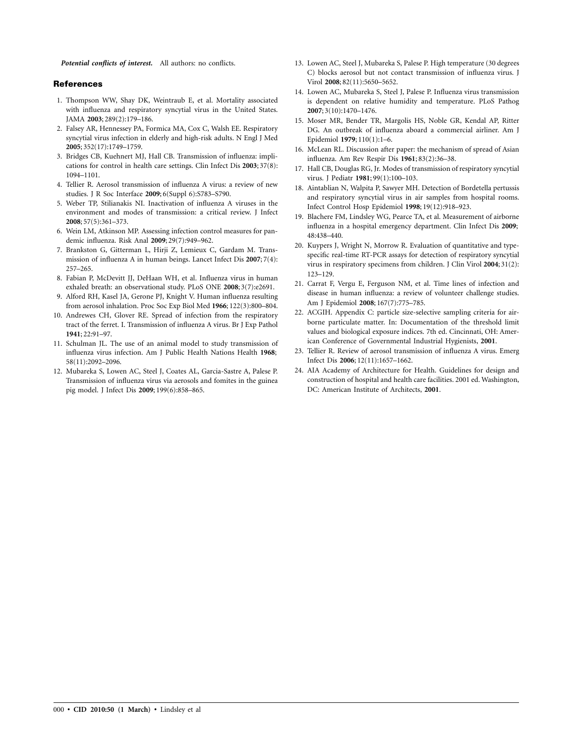***Potential conflicts of interest.*** All authors: no conflicts.

## References

1. Thompson WW, Shay DK, Weintraub E, et al. Mortality associated with influenza and respiratory syncytial virus in the United States. JAMA **2003**; 289(2):179–186.
2. Falsey AR, Hennessey PA, Formica MA, Cox C, Walsh EE. Respiratory syncytial virus infection in elderly and high-risk adults. N Engl J Med **2005**; 352(17):1749–1759.
3. Bridges CB, Kuehnert MJ, Hall CB. Transmission of influenza: implications for control in health care settings. Clin Infect Dis **2003**; 37(8): 1094–1101.
4. Tellier R. Aerosol transmission of influenza A virus: a review of new studies. J R Soc Interface **2009**; 6(Suppl 6):S783–S790.
5. Weber TP, Stilianakis NI. Inactivation of influenza A viruses in the environment and modes of transmission: a critical review. J Infect **2008**; 57(5):361–373.
6. Wein LM, Atkinson MP. Assessing infection control measures for pandemic influenza. Risk Anal **2009**; 29(7):949–962.
7. Brankston G, Gitterman L, Hirji Z, Lemieux C, Gardam M. Transmission of influenza A in human beings. Lancet Infect Dis **2007**; 7(4): 257–265.
8. Fabian P, McDevitt JJ, DeHaan WH, et al. Influenza virus in human exhaled breath: an observational study. PLoS ONE **2008**; 3(7):e2691.
9. Alford RH, Kasel JA, Gerone PJ, Knight V. Human influenza resulting from aerosol inhalation. Proc Soc Exp Biol Med **1966**; 122(3):800–804.
10. Andrewes CH, Glover RE. Spread of infection from the respiratory tract of the ferret. I. Transmission of influenza A virus. Br J Exp Pathol **1941**; 22:91–97.
11. Schulman JL. The use of an animal model to study transmission of influenza virus infection. Am J Public Health Nations Health **1968**; 58(11):2092–2096.
12. Mubareka S, Lowen AC, Steel J, Coates AL, Garcia-Sastre A, Palese P. Transmission of influenza virus via aerosols and fomites in the guinea pig model. J Infect Dis **2009**; 199(6):858–865.
13. Lowen AC, Steel J, Mubareka S, Palese P. High temperature (30 degrees C) blocks aerosol but not contact transmission of influenza virus. J Virol **2008**; 82(11):5650–5652.
14. Lowen AC, Mubareka S, Steel J, Palese P. Influenza virus transmission is dependent on relative humidity and temperature. PLoS Pathog **2007**; 3(10):1470–1476.
15. Moser MR, Bender TR, Margolis HS, Noble GR, Kendal AP, Ritter DG. An outbreak of influenza aboard a commercial airliner. Am J Epidemiol **1979**; 110(1):1–6.
16. McLean RL. Discussion after paper: the mechanism of spread of Asian influenza. Am Rev Respir Dis **1961**; 83(2):36–38.
17. Hall CB, Douglas RG, Jr. Modes of transmission of respiratory syncytial virus. J Pediatr **1981**; 99(1):100–103.
18. Aintablian N, Walpita P, Sawyer MH. Detection of Bordetella pertussis and respiratory syncytial virus in air samples from hospital rooms. Infect Control Hosp Epidemiol **1998**; 19(12):918–923.
19. Blachere FM, Lindsley WG, Pearce TA, et al. Measurement of airborne influenza in a hospital emergency department. Clin Infect Dis **2009**; 48:438–440.
20. Kuypers J, Wright N, Morrow R. Evaluation of quantitative and type-specific real-time RT-PCR assays for detection of respiratory syncytial virus in respiratory specimens from children. J Clin Virol **2004**; 31(2): 123–129.
21. Carrat F, Vergu E, Ferguson NM, et al. Time lines of infection and disease in human influenza: a review of volunteer challenge studies. Am J Epidemiol **2008**; 167(7):775–785.
22. ACGIH. Appendix C: particle size-selective sampling criteria for airborne particulate matter. In: Documentation of the threshold limit values and biological exposure indices. 7th ed. Cincinnati, OH: American Conference of Governmental Industrial Hygienists, **2001**.
23. Tellier R. Review of aerosol transmission of influenza A virus. Emerg Infect Dis **2006**; 12(11):1657–1662.
24. AIA Academy of Architecture for Health. Guidelines for design and construction of hospital and health care facilities. 2001 ed. Washington, DC: American Institute of Architects, **2001**.